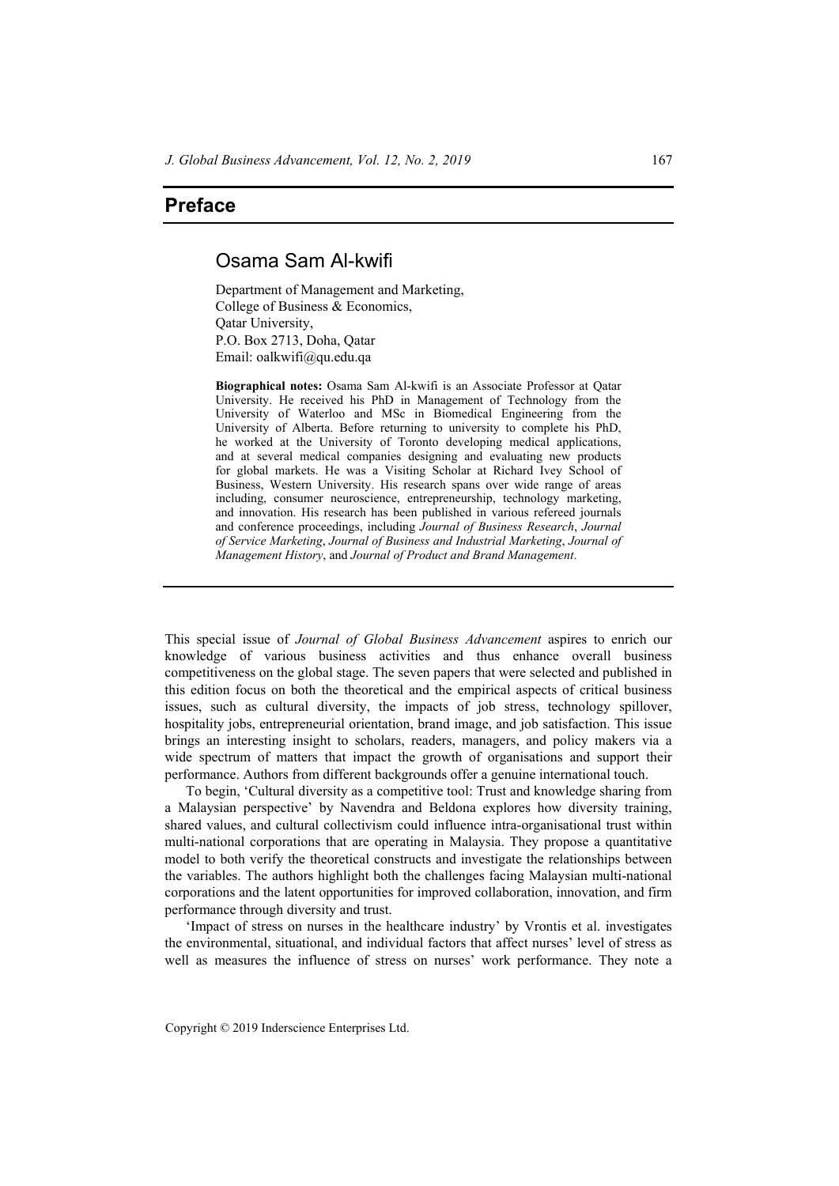# Preface

## Osama Sam Al-kwifi

Department of Management and Marketing,
College of Business & Economics,
Qatar University,
P.O. Box 2713, Doha, Qatar
Email: oalkwifi@qu.edu.qa

**Biographical notes:** Osama Sam Al-kwifi is an Associate Professor at Qatar University. He received his PhD in Management of Technology from the University of Waterloo and MSc in Biomedical Engineering from the University of Alberta. Before returning to university to complete his PhD, he worked at the University of Toronto developing medical applications, and at several medical companies designing and evaluating new products for global markets. He was a Visiting Scholar at Richard Ivey School of Business, Western University. His research spans over wide range of areas including, consumer neuroscience, entrepreneurship, technology marketing, and innovation. His research has been published in various refereed journals and conference proceedings, including *Journal of Business Research*, *Journal of Service Marketing*, *Journal of Business and Industrial Marketing*, *Journal of Management History*, and *Journal of Product and Brand Management*.

This special issue of *Journal of Global Business Advancement* aspires to enrich our knowledge of various business activities and thus enhance overall business competitiveness on the global stage. The seven papers that were selected and published in this edition focus on both the theoretical and the empirical aspects of critical business issues, such as cultural diversity, the impacts of job stress, technology spillover, hospitality jobs, entrepreneurial orientation, brand image, and job satisfaction. This issue brings an interesting insight to scholars, readers, managers, and policy makers via a wide spectrum of matters that impact the growth of organisations and support their performance. Authors from different backgrounds offer a genuine international touch.

To begin, 'Cultural diversity as a competitive tool: Trust and knowledge sharing from a Malaysian perspective' by Navendra and Beldona explores how diversity training, shared values, and cultural collectivism could influence intra-organisational trust within multi-national corporations that are operating in Malaysia. They propose a quantitative model to both verify the theoretical constructs and investigate the relationships between the variables. The authors highlight both the challenges facing Malaysian multi-national corporations and the latent opportunities for improved collaboration, innovation, and firm performance through diversity and trust.

'Impact of stress on nurses in the healthcare industry' by Vrontis et al. investigates the environmental, situational, and individual factors that affect nurses' level of stress as well as measures the influence of stress on nurses' work performance. They note a

Copyright © 2019 Inderscience Enterprises Ltd.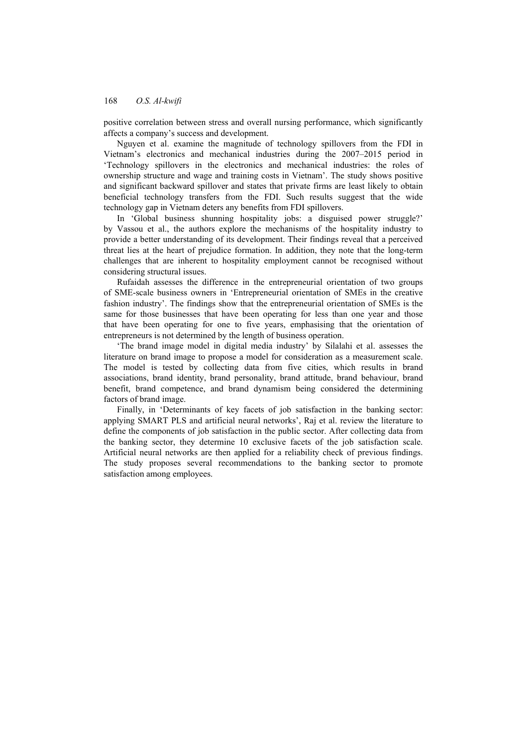positive correlation between stress and overall nursing performance, which significantly affects a company's success and development.

Nguyen et al. examine the magnitude of technology spillovers from the FDI in Vietnam's electronics and mechanical industries during the 2007–2015 period in 'Technology spillovers in the electronics and mechanical industries: the roles of ownership structure and wage and training costs in Vietnam'. The study shows positive and significant backward spillover and states that private firms are least likely to obtain beneficial technology transfers from the FDI. Such results suggest that the wide technology gap in Vietnam deters any benefits from FDI spillovers.

In 'Global business shunning hospitality jobs: a disguised power struggle?' by Vassou et al., the authors explore the mechanisms of the hospitality industry to provide a better understanding of its development. Their findings reveal that a perceived threat lies at the heart of prejudice formation. In addition, they note that the long-term challenges that are inherent to hospitality employment cannot be recognised without considering structural issues.

Rufaidah assesses the difference in the entrepreneurial orientation of two groups of SME-scale business owners in 'Entrepreneurial orientation of SMEs in the creative fashion industry'. The findings show that the entrepreneurial orientation of SMEs is the same for those businesses that have been operating for less than one year and those that have been operating for one to five years, emphasising that the orientation of entrepreneurs is not determined by the length of business operation.

'The brand image model in digital media industry' by Silalahi et al. assesses the literature on brand image to propose a model for consideration as a measurement scale. The model is tested by collecting data from five cities, which results in brand associations, brand identity, brand personality, brand attitude, brand behaviour, brand benefit, brand competence, and brand dynamism being considered the determining factors of brand image.

Finally, in 'Determinants of key facets of job satisfaction in the banking sector: applying SMART PLS and artificial neural networks', Raj et al. review the literature to define the components of job satisfaction in the public sector. After collecting data from the banking sector, they determine 10 exclusive facets of the job satisfaction scale. Artificial neural networks are then applied for a reliability check of previous findings. The study proposes several recommendations to the banking sector to promote satisfaction among employees.